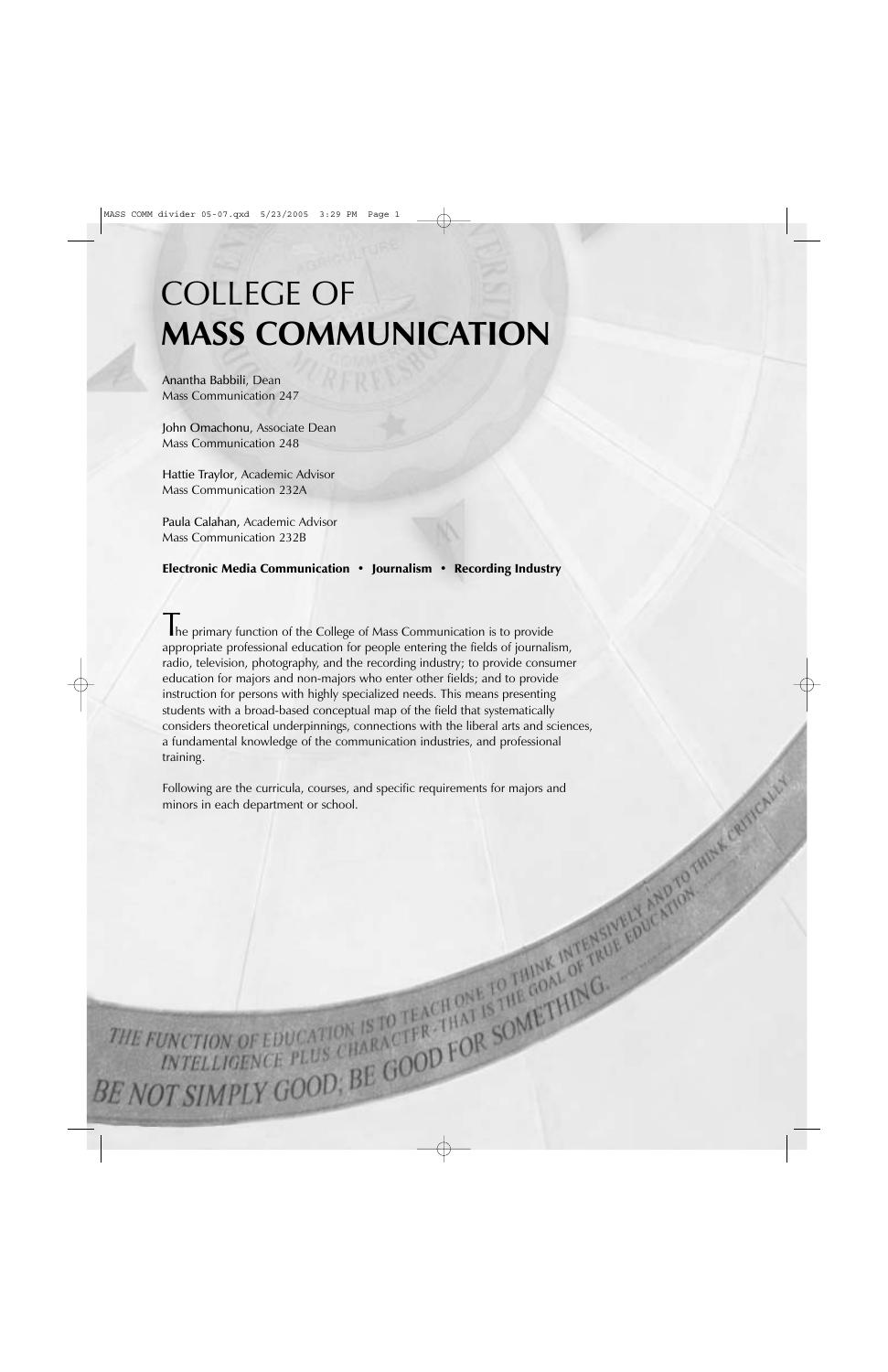# COLLEGE OF **MASS COMMUNICATION**

Anantha Babbili, Dean
Mass Communication 247

John Omachonu, Associate Dean
Mass Communication 248

Hattie Traylor, Academic Advisor
Mass Communication 232A

Paula Calahan, Academic Advisor
Mass Communication 232B

**Electronic Media Communication • Journalism • Recording Industry**

The primary function of the College of Mass Communication is to provide appropriate professional education for people entering the fields of journalism, radio, television, photography, and the recording industry; to provide consumer education for majors and non-majors who enter other fields; and to provide instruction for persons with highly specialized needs. This means presenting students with a broad-based conceptual map of the field that systematically considers theoretical underpinnings, connections with the liberal arts and sciences, a fundamental knowledge of the communication industries, and professional training.

Following are the curricula, courses, and specific requirements for majors and minors in each department or school.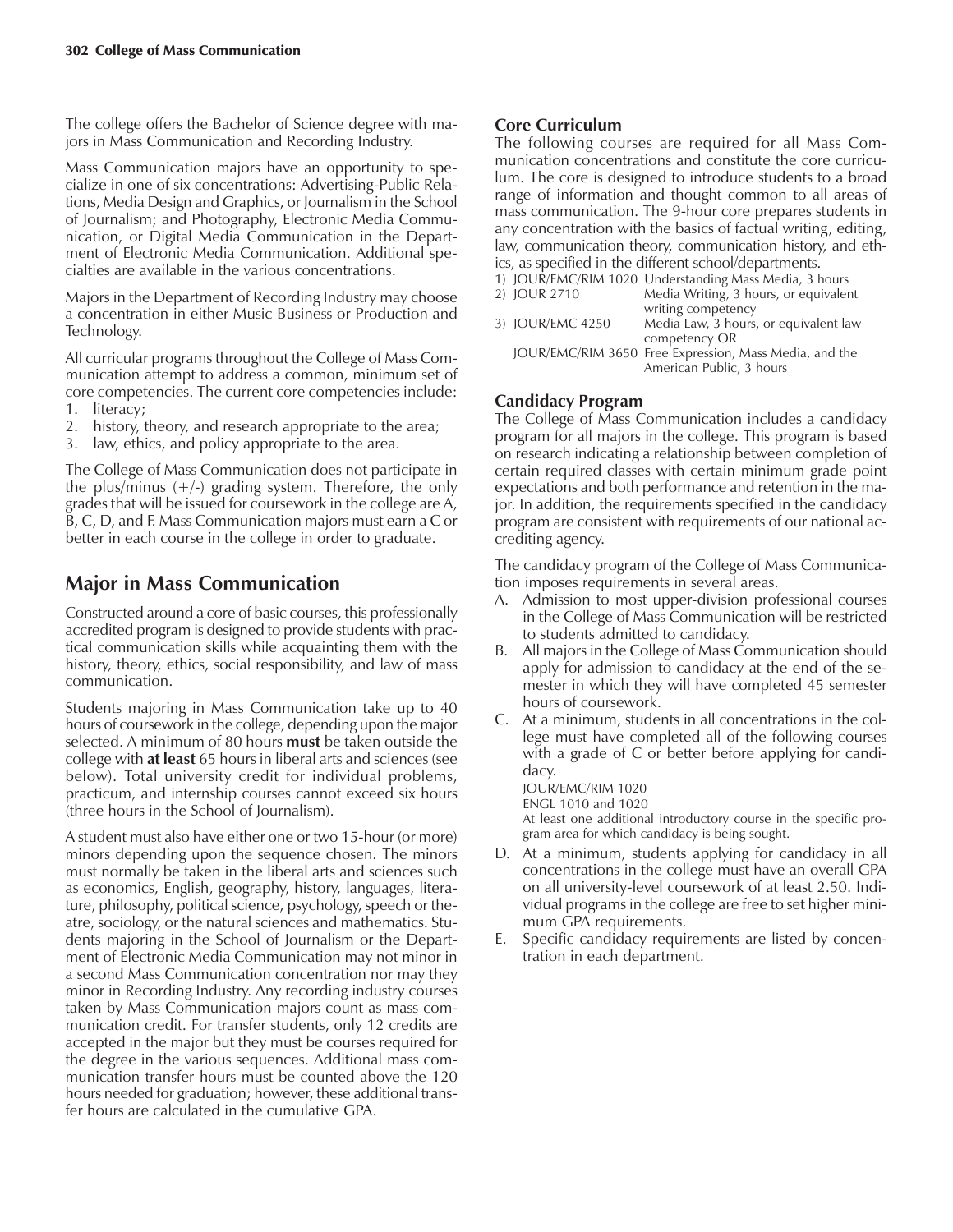The college offers the Bachelor of Science degree with majors in Mass Communication and Recording Industry.

Mass Communication majors have an opportunity to specialize in one of six concentrations: Advertising-Public Relations, Media Design and Graphics, or Journalism in the School of Journalism; and Photography, Electronic Media Communication, or Digital Media Communication in the Department of Electronic Media Communication. Additional specialties are available in the various concentrations.

Majors in the Department of Recording Industry may choose a concentration in either Music Business or Production and Technology.

All curricular programs throughout the College of Mass Communication attempt to address a common, minimum set of core competencies. The current core competencies include:

1. literacy;
2. history, theory, and research appropriate to the area;
3. law, ethics, and policy appropriate to the area.

The College of Mass Communication does not participate in the plus/minus (+/-) grading system. Therefore, the only grades that will be issued for coursework in the college are A, B, C, D, and F. Mass Communication majors must earn a C or better in each course in the college in order to graduate.

## Major in Mass Communication

Constructed around a core of basic courses, this professionally accredited program is designed to provide students with practical communication skills while acquainting them with the history, theory, ethics, social responsibility, and law of mass communication.

Students majoring in Mass Communication take up to 40 hours of coursework in the college, depending upon the major selected. A minimum of 80 hours **must** be taken outside the college with **at least** 65 hours in liberal arts and sciences (see below). Total university credit for individual problems, practicum, and internship courses cannot exceed six hours (three hours in the School of Journalism).

A student must also have either one or two 15-hour (or more) minors depending upon the sequence chosen. The minors must normally be taken in the liberal arts and sciences such as economics, English, geography, history, languages, literature, philosophy, political science, psychology, speech or theatre, sociology, or the natural sciences and mathematics. Students majoring in the School of Journalism or the Department of Electronic Media Communication may not minor in a second Mass Communication concentration nor may they minor in Recording Industry. Any recording industry courses taken by Mass Communication majors count as mass communication credit. For transfer students, only 12 credits are accepted in the major but they must be courses required for the degree in the various sequences. Additional mass communication transfer hours must be counted above the 120 hours needed for graduation; however, these additional transfer hours are calculated in the cumulative GPA.

### Core Curriculum

The following courses are required for all Mass Communication concentrations and constitute the core curriculum. The core is designed to introduce students to a broad range of information and thought common to all areas of mass communication. The 9-hour core prepares students in any concentration with the basics of factual writing, editing, law, communication theory, communication history, and ethics, as specified in the different school/departments.

1) JOUR/EMC/RIM 1020 Understanding Mass Media, 3 hours
2) JOUR 2710 Media Writing, 3 hours, or equivalent writing competency
3) JOUR/EMC 4250 Media Law, 3 hours, or equivalent law competency OR
   JOUR/EMC/RIM 3650 Free Expression, Mass Media, and the American Public, 3 hours

### Candidacy Program

The College of Mass Communication includes a candidacy program for all majors in the college. This program is based on research indicating a relationship between completion of certain required classes with certain minimum grade point expectations and both performance and retention in the major. In addition, the requirements specified in the candidacy program are consistent with requirements of our national accrediting agency.

The candidacy program of the College of Mass Communication imposes requirements in several areas.

A. Admission to most upper-division professional courses in the College of Mass Communication will be restricted to students admitted to candidacy.

B. All majors in the College of Mass Communication should apply for admission to candidacy at the end of the semester in which they will have completed 45 semester hours of coursework.

C. At a minimum, students in all concentrations in the college must have completed all of the following courses with a grade of C or better before applying for candidacy.
   JOUR/EMC/RIM 1020
   ENGL 1010 and 1020
   At least one additional introductory course in the specific program area for which candidacy is being sought.

D. At a minimum, students applying for candidacy in all concentrations in the college must have an overall GPA on all university-level coursework of at least 2.50. Individual programs in the college are free to set higher minimum GPA requirements.

E. Specific candidacy requirements are listed by concentration in each department.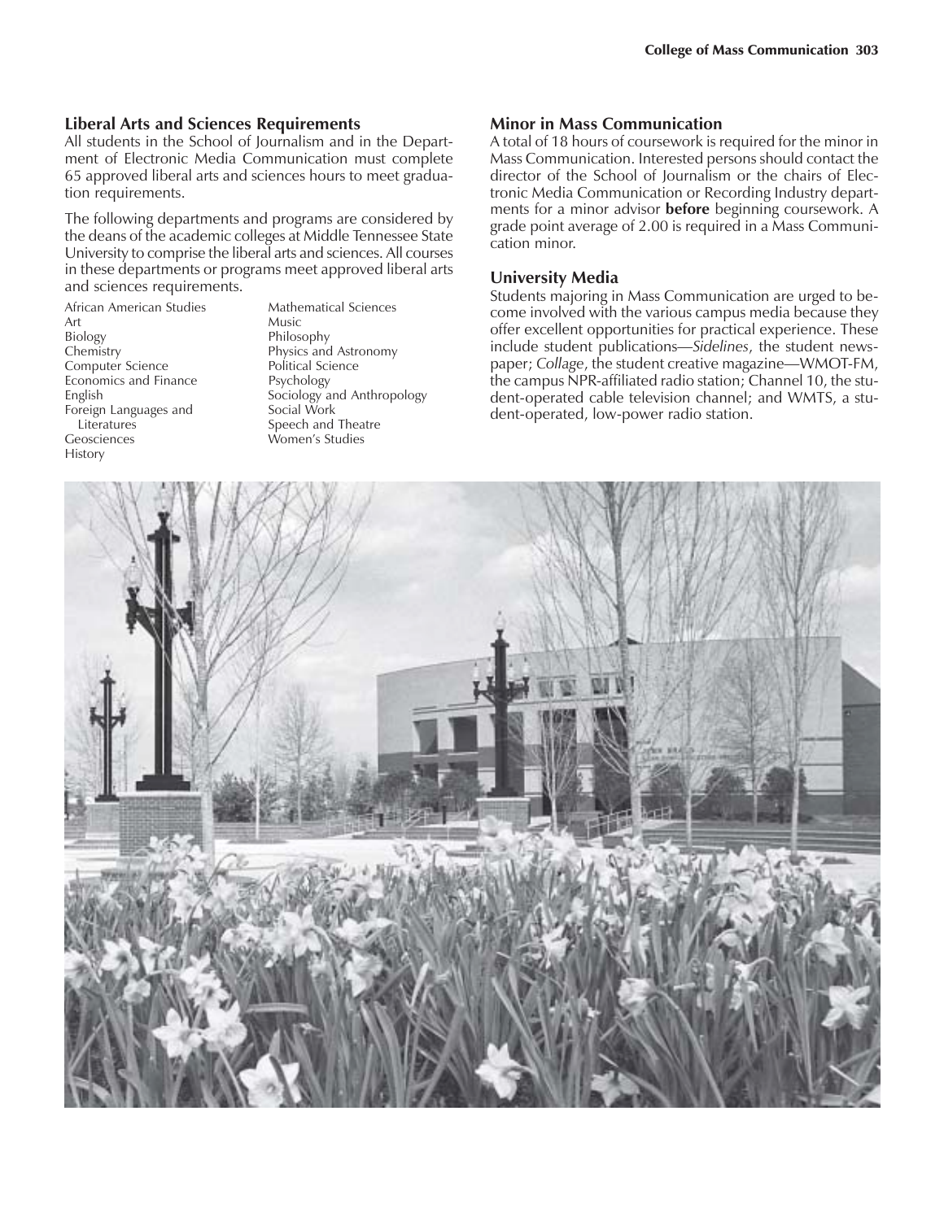## Liberal Arts and Sciences Requirements

All students in the School of Journalism and in the Department of Electronic Media Communication must complete 65 approved liberal arts and sciences hours to meet graduation requirements.

The following departments and programs are considered by the deans of the academic colleges at Middle Tennessee State University to comprise the liberal arts and sciences. All courses in these departments or programs meet approved liberal arts and sciences requirements.

- African American Studies
- Art
- Biology
- Chemistry
- Computer Science
- Economics and Finance
- English
- Foreign Languages and Literatures
- Geosciences
- History
- Mathematical Sciences
- Music
- Philosophy
- Physics and Astronomy
- Political Science
- Psychology
- Sociology and Anthropology
- Social Work
- Speech and Theatre
- Women's Studies

## Minor in Mass Communication

A total of 18 hours of coursework is required for the minor in Mass Communication. Interested persons should contact the director of the School of Journalism or the chairs of Electronic Media Communication or Recording Industry departments for a minor advisor **before** beginning coursework. A grade point average of 2.00 is required in a Mass Communication minor.

## University Media

Students majoring in Mass Communication are urged to become involved with the various campus media because they offer excellent opportunities for practical experience. These include student publications—*Sidelines*, the student newspaper; *Collage*, the student creative magazine—WMOT-FM, the campus NPR-affiliated radio station; Channel 10, the student-operated cable television channel; and WMTS, a student-operated, low-power radio station.